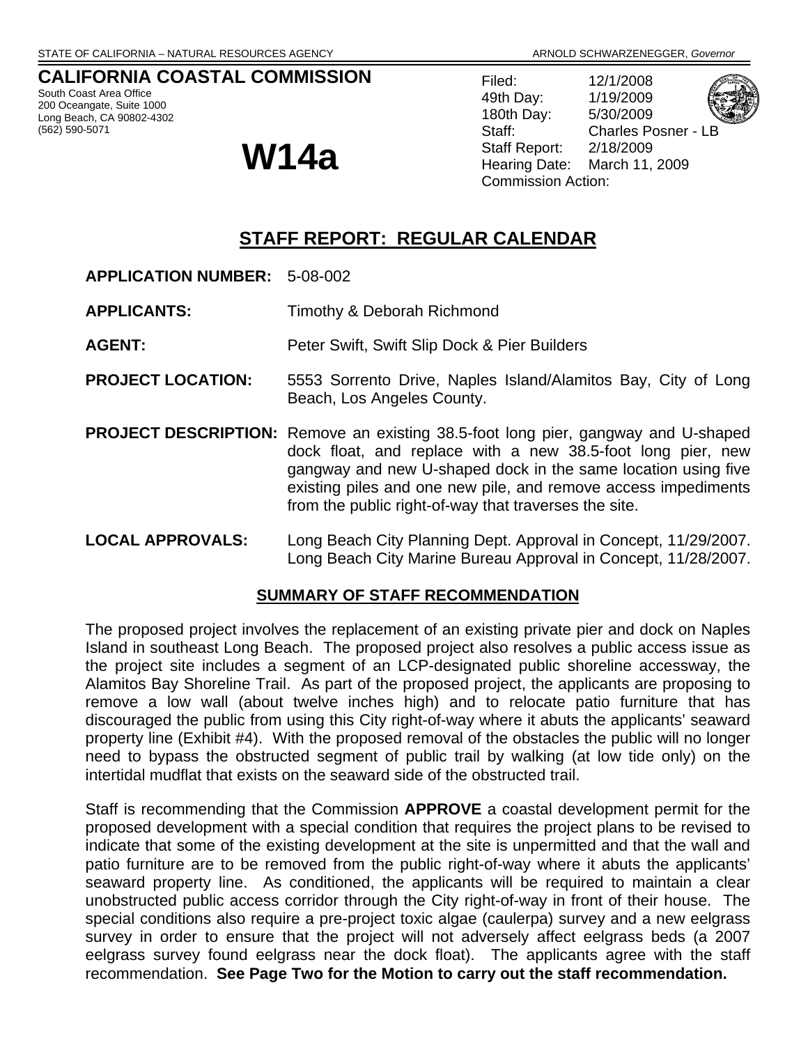STATE OF CALIFORNIA – NATURAL RESOURCES AGENCY ARNOLD SCHWARZENEGGER, *Governor*

**CALIFORNIA COASTAL COMMISSION**
South Coast Area Office
200 Oceangate, Suite 1000
Long Beach, CA 90802-4302
(562) 590-5071

# W14a

Filed: 12/1/2008
49th Day: 1/19/2009
180th Day: 5/30/2009
Staff: Charles Posner - LB
Staff Report: 2/18/2009
Hearing Date: March 11, 2009
Commission Action:

## STAFF REPORT: REGULAR CALENDAR

**APPLICATION NUMBER:** 5-08-002

**APPLICANTS:** Timothy & Deborah Richmond

**AGENT:** Peter Swift, Swift Slip Dock & Pier Builders

**PROJECT LOCATION:** 5553 Sorrento Drive, Naples Island/Alamitos Bay, City of Long Beach, Los Angeles County.

**PROJECT DESCRIPTION:** Remove an existing 38.5-foot long pier, gangway and U-shaped dock float, and replace with a new 38.5-foot long pier, new gangway and new U-shaped dock in the same location using five existing piles and one new pile, and remove access impediments from the public right-of-way that traverses the site.

**LOCAL APPROVALS:** Long Beach City Planning Dept. Approval in Concept, 11/29/2007. Long Beach City Marine Bureau Approval in Concept, 11/28/2007.

### SUMMARY OF STAFF RECOMMENDATION

The proposed project involves the replacement of an existing private pier and dock on Naples Island in southeast Long Beach. The proposed project also resolves a public access issue as the project site includes a segment of an LCP-designated public shoreline accessway, the Alamitos Bay Shoreline Trail. As part of the proposed project, the applicants are proposing to remove a low wall (about twelve inches high) and to relocate patio furniture that has discouraged the public from using this City right-of-way where it abuts the applicants' seaward property line (Exhibit #4). With the proposed removal of the obstacles the public will no longer need to bypass the obstructed segment of public trail by walking (at low tide only) on the intertidal mudflat that exists on the seaward side of the obstructed trail.

Staff is recommending that the Commission **APPROVE** a coastal development permit for the proposed development with a special condition that requires the project plans to be revised to indicate that some of the existing development at the site is unpermitted and that the wall and patio furniture are to be removed from the public right-of-way where it abuts the applicants' seaward property line. As conditioned, the applicants will be required to maintain a clear unobstructed public access corridor through the City right-of-way in front of their house. The special conditions also require a pre-project toxic algae (caulerpa) survey and a new eelgrass survey in order to ensure that the project will not adversely affect eelgrass beds (a 2007 eelgrass survey found eelgrass near the dock float). The applicants agree with the staff recommendation. **See Page Two for the Motion to carry out the staff recommendation.**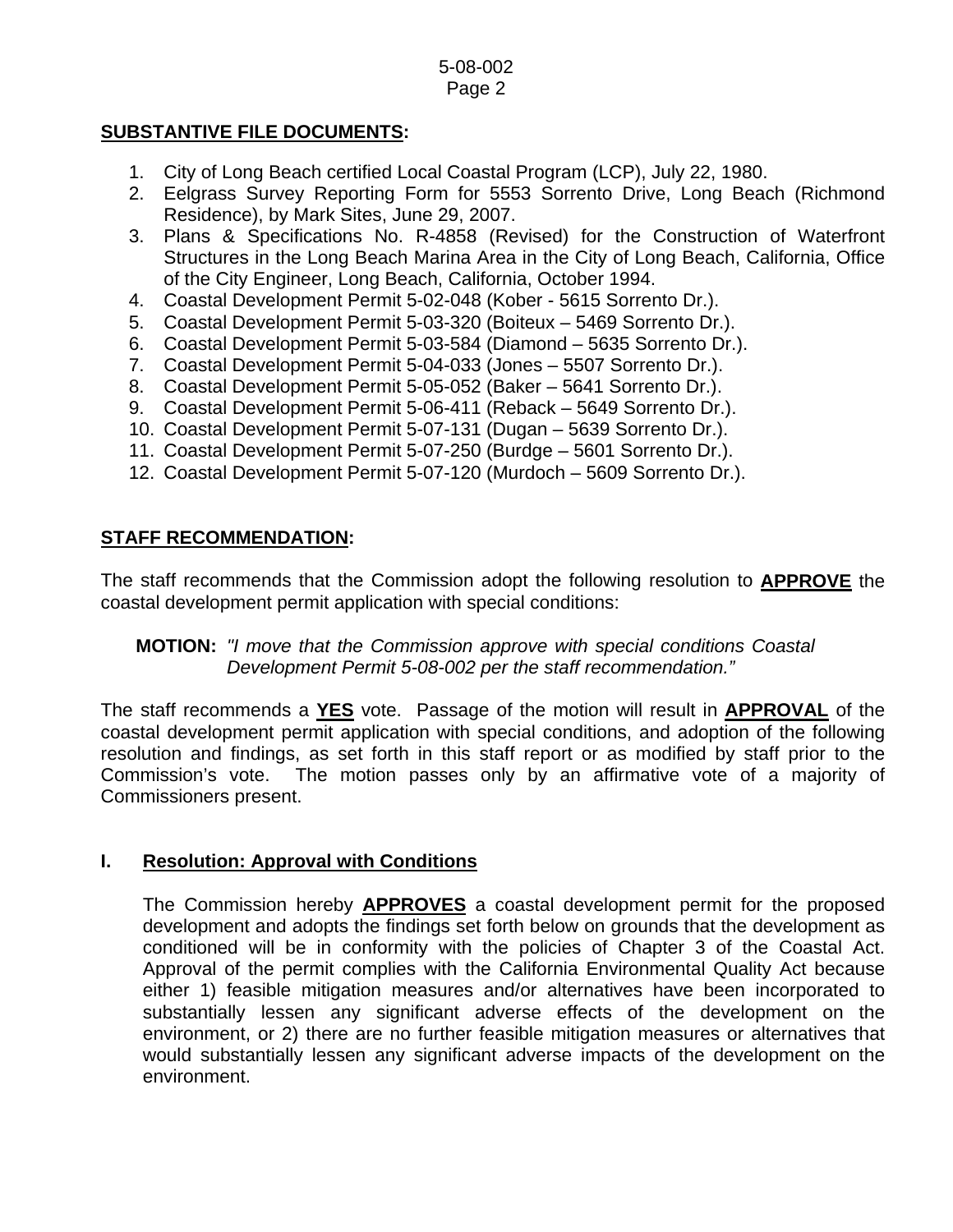**SUBSTANTIVE FILE DOCUMENTS:**

1. City of Long Beach certified Local Coastal Program (LCP), July 22, 1980.
2. Eelgrass Survey Reporting Form for 5553 Sorrento Drive, Long Beach (Richmond Residence), by Mark Sites, June 29, 2007.
3. Plans & Specifications No. R-4858 (Revised) for the Construction of Waterfront Structures in the Long Beach Marina Area in the City of Long Beach, California, Office of the City Engineer, Long Beach, California, October 1994.
4. Coastal Development Permit 5-02-048 (Kober - 5615 Sorrento Dr.).
5. Coastal Development Permit 5-03-320 (Boiteux – 5469 Sorrento Dr.).
6. Coastal Development Permit 5-03-584 (Diamond – 5635 Sorrento Dr.).
7. Coastal Development Permit 5-04-033 (Jones – 5507 Sorrento Dr.).
8. Coastal Development Permit 5-05-052 (Baker – 5641 Sorrento Dr.).
9. Coastal Development Permit 5-06-411 (Reback – 5649 Sorrento Dr.).
10. Coastal Development Permit 5-07-131 (Dugan – 5639 Sorrento Dr.).
11. Coastal Development Permit 5-07-250 (Burdge – 5601 Sorrento Dr.).
12. Coastal Development Permit 5-07-120 (Murdoch – 5609 Sorrento Dr.).

**STAFF RECOMMENDATION:**

The staff recommends that the Commission adopt the following resolution to **APPROVE** the coastal development permit application with special conditions:

**MOTION:** *"I move that the Commission approve with special conditions Coastal Development Permit 5-08-002 per the staff recommendation."*

The staff recommends a **YES** vote. Passage of the motion will result in **APPROVAL** of the coastal development permit application with special conditions, and adoption of the following resolution and findings, as set forth in this staff report or as modified by staff prior to the Commission's vote. The motion passes only by an affirmative vote of a majority of Commissioners present.

## I. Resolution: Approval with Conditions

The Commission hereby **APPROVES** a coastal development permit for the proposed development and adopts the findings set forth below on grounds that the development as conditioned will be in conformity with the policies of Chapter 3 of the Coastal Act. Approval of the permit complies with the California Environmental Quality Act because either 1) feasible mitigation measures and/or alternatives have been incorporated to substantially lessen any significant adverse effects of the development on the environment, or 2) there are no further feasible mitigation measures or alternatives that would substantially lessen any significant adverse impacts of the development on the environment.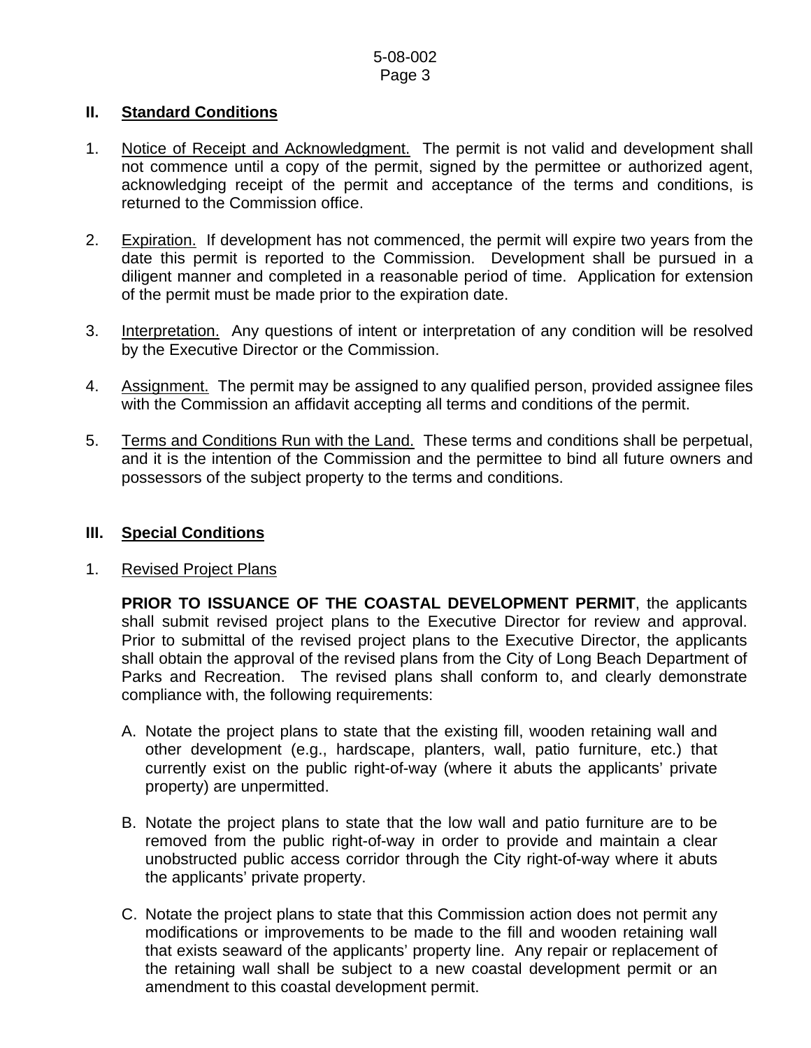## II. Standard Conditions

1. Notice of Receipt and Acknowledgment. The permit is not valid and development shall not commence until a copy of the permit, signed by the permittee or authorized agent, acknowledging receipt of the permit and acceptance of the terms and conditions, is returned to the Commission office.

2. Expiration. If development has not commenced, the permit will expire two years from the date this permit is reported to the Commission. Development shall be pursued in a diligent manner and completed in a reasonable period of time. Application for extension of the permit must be made prior to the expiration date.

3. Interpretation. Any questions of intent or interpretation of any condition will be resolved by the Executive Director or the Commission.

4. Assignment. The permit may be assigned to any qualified person, provided assignee files with the Commission an affidavit accepting all terms and conditions of the permit.

5. Terms and Conditions Run with the Land. These terms and conditions shall be perpetual, and it is the intention of the Commission and the permittee to bind all future owners and possessors of the subject property to the terms and conditions.

## III. Special Conditions

1. Revised Project Plans

   **PRIOR TO ISSUANCE OF THE COASTAL DEVELOPMENT PERMIT**, the applicants shall submit revised project plans to the Executive Director for review and approval. Prior to submittal of the revised project plans to the Executive Director, the applicants shall obtain the approval of the revised plans from the City of Long Beach Department of Parks and Recreation. The revised plans shall conform to, and clearly demonstrate compliance with, the following requirements:

   A. Notate the project plans to state that the existing fill, wooden retaining wall and other development (e.g., hardscape, planters, wall, patio furniture, etc.) that currently exist on the public right-of-way (where it abuts the applicants' private property) are unpermitted.

   B. Notate the project plans to state that the low wall and patio furniture are to be removed from the public right-of-way in order to provide and maintain a clear unobstructed public access corridor through the City right-of-way where it abuts the applicants' private property.

   C. Notate the project plans to state that this Commission action does not permit any modifications or improvements to be made to the fill and wooden retaining wall that exists seaward of the applicants' property line. Any repair or replacement of the retaining wall shall be subject to a new coastal development permit or an amendment to this coastal development permit.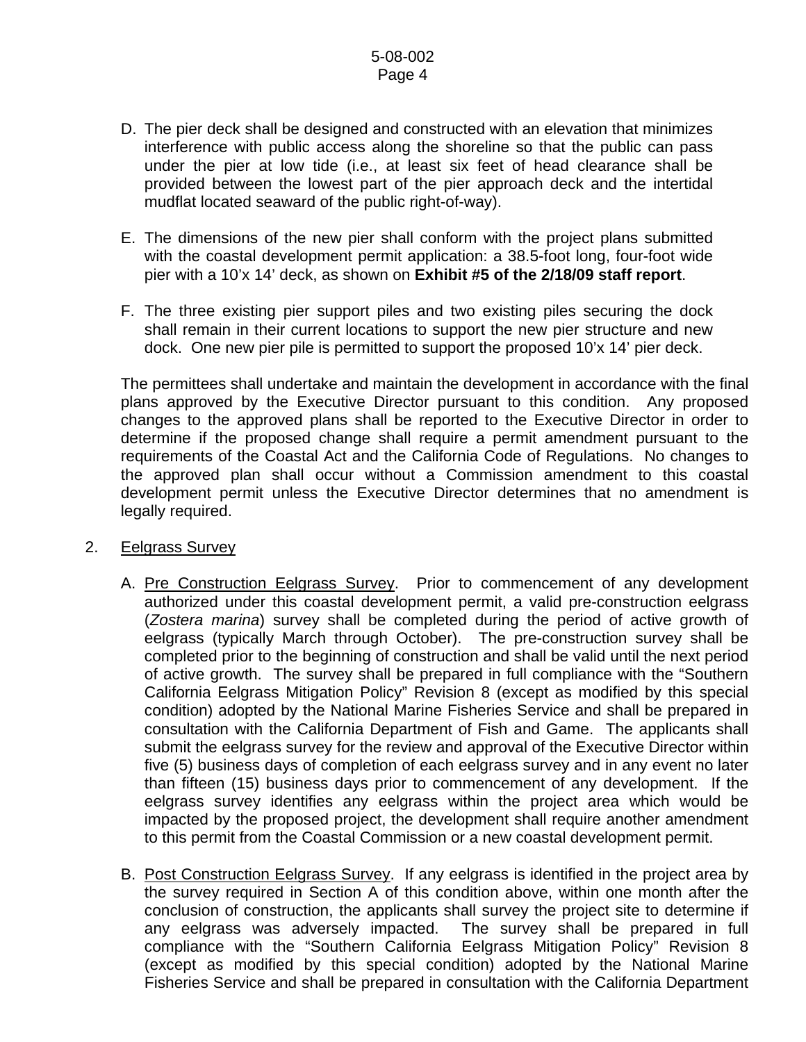D. The pier deck shall be designed and constructed with an elevation that minimizes interference with public access along the shoreline so that the public can pass under the pier at low tide (i.e., at least six feet of head clearance shall be provided between the lowest part of the pier approach deck and the intertidal mudflat located seaward of the public right-of-way).

E. The dimensions of the new pier shall conform with the project plans submitted with the coastal development permit application: a 38.5-foot long, four-foot wide pier with a 10'x 14' deck, as shown on **Exhibit #5 of the 2/18/09 staff report**.

F. The three existing pier support piles and two existing piles securing the dock shall remain in their current locations to support the new pier structure and new dock. One new pier pile is permitted to support the proposed 10'x 14' pier deck.

The permittees shall undertake and maintain the development in accordance with the final plans approved by the Executive Director pursuant to this condition. Any proposed changes to the approved plans shall be reported to the Executive Director in order to determine if the proposed change shall require a permit amendment pursuant to the requirements of the Coastal Act and the California Code of Regulations. No changes to the approved plan shall occur without a Commission amendment to this coastal development permit unless the Executive Director determines that no amendment is legally required.

2. Eelgrass Survey

A. Pre Construction Eelgrass Survey. Prior to commencement of any development authorized under this coastal development permit, a valid pre-construction eelgrass (*Zostera marina*) survey shall be completed during the period of active growth of eelgrass (typically March through October). The pre-construction survey shall be completed prior to the beginning of construction and shall be valid until the next period of active growth. The survey shall be prepared in full compliance with the "Southern California Eelgrass Mitigation Policy" Revision 8 (except as modified by this special condition) adopted by the National Marine Fisheries Service and shall be prepared in consultation with the California Department of Fish and Game. The applicants shall submit the eelgrass survey for the review and approval of the Executive Director within five (5) business days of completion of each eelgrass survey and in any event no later than fifteen (15) business days prior to commencement of any development. If the eelgrass survey identifies any eelgrass within the project area which would be impacted by the proposed project, the development shall require another amendment to this permit from the Coastal Commission or a new coastal development permit.

B. Post Construction Eelgrass Survey. If any eelgrass is identified in the project area by the survey required in Section A of this condition above, within one month after the conclusion of construction, the applicants shall survey the project site to determine if any eelgrass was adversely impacted. The survey shall be prepared in full compliance with the "Southern California Eelgrass Mitigation Policy" Revision 8 (except as modified by this special condition) adopted by the National Marine Fisheries Service and shall be prepared in consultation with the California Department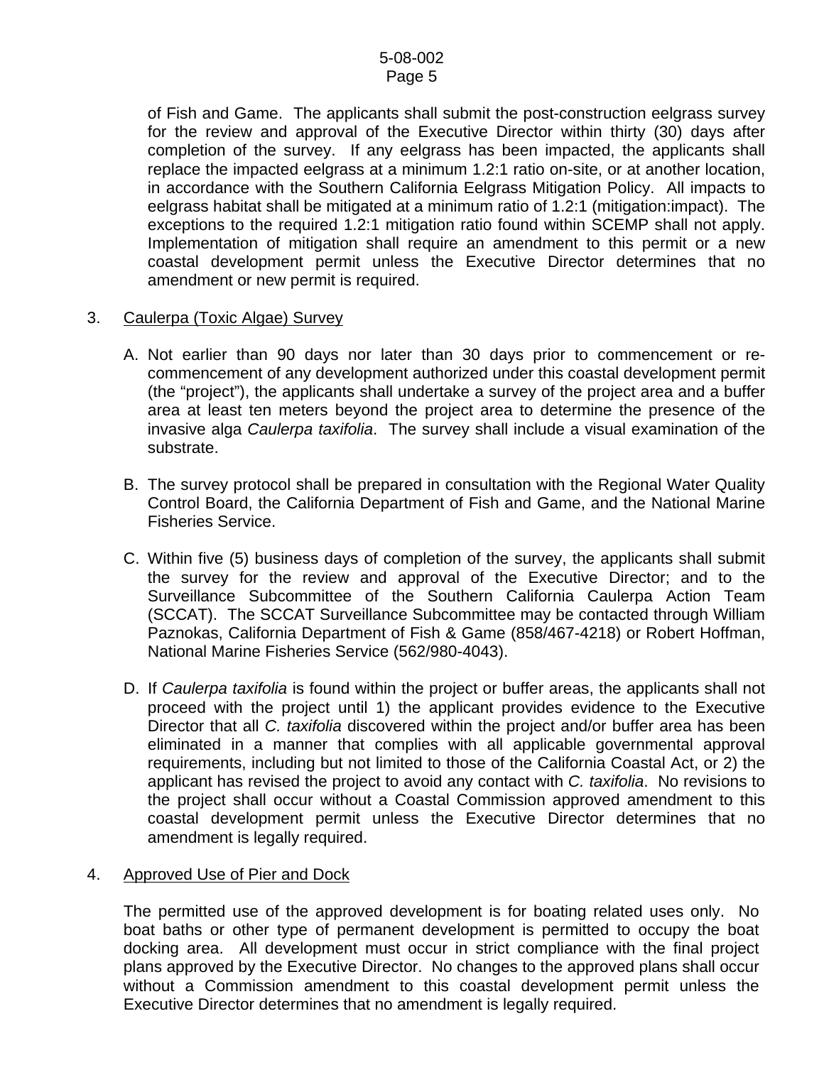of Fish and Game. The applicants shall submit the post-construction eelgrass survey for the review and approval of the Executive Director within thirty (30) days after completion of the survey. If any eelgrass has been impacted, the applicants shall replace the impacted eelgrass at a minimum 1.2:1 ratio on-site, or at another location, in accordance with the Southern California Eelgrass Mitigation Policy. All impacts to eelgrass habitat shall be mitigated at a minimum ratio of 1.2:1 (mitigation:impact). The exceptions to the required 1.2:1 mitigation ratio found within SCEMP shall not apply. Implementation of mitigation shall require an amendment to this permit or a new coastal development permit unless the Executive Director determines that no amendment or new permit is required.

3. Caulerpa (Toxic Algae) Survey

   A. Not earlier than 90 days nor later than 30 days prior to commencement or re-commencement of any development authorized under this coastal development permit (the "project"), the applicants shall undertake a survey of the project area and a buffer area at least ten meters beyond the project area to determine the presence of the invasive alga *Caulerpa taxifolia*. The survey shall include a visual examination of the substrate.

   B. The survey protocol shall be prepared in consultation with the Regional Water Quality Control Board, the California Department of Fish and Game, and the National Marine Fisheries Service.

   C. Within five (5) business days of completion of the survey, the applicants shall submit the survey for the review and approval of the Executive Director; and to the Surveillance Subcommittee of the Southern California Caulerpa Action Team (SCCAT). The SCCAT Surveillance Subcommittee may be contacted through William Paznokas, California Department of Fish & Game (858/467-4218) or Robert Hoffman, National Marine Fisheries Service (562/980-4043).

   D. If *Caulerpa taxifolia* is found within the project or buffer areas, the applicants shall not proceed with the project until 1) the applicant provides evidence to the Executive Director that all *C. taxifolia* discovered within the project and/or buffer area has been eliminated in a manner that complies with all applicable governmental approval requirements, including but not limited to those of the California Coastal Act, or 2) the applicant has revised the project to avoid any contact with *C. taxifolia*. No revisions to the project shall occur without a Coastal Commission approved amendment to this coastal development permit unless the Executive Director determines that no amendment is legally required.

4. Approved Use of Pier and Dock

   The permitted use of the approved development is for boating related uses only. No boat baths or other type of permanent development is permitted to occupy the boat docking area. All development must occur in strict compliance with the final project plans approved by the Executive Director. No changes to the approved plans shall occur without a Commission amendment to this coastal development permit unless the Executive Director determines that no amendment is legally required.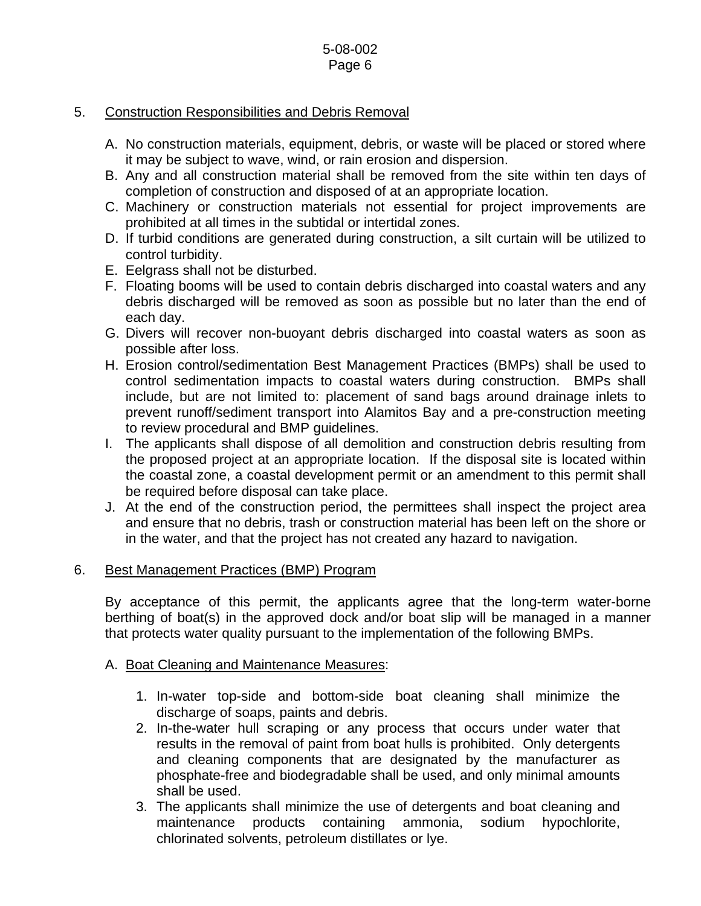5. Construction Responsibilities and Debris Removal

   A. No construction materials, equipment, debris, or waste will be placed or stored where it may be subject to wave, wind, or rain erosion and dispersion.
   B. Any and all construction material shall be removed from the site within ten days of completion of construction and disposed of at an appropriate location.
   C. Machinery or construction materials not essential for project improvements are prohibited at all times in the subtidal or intertidal zones.
   D. If turbid conditions are generated during construction, a silt curtain will be utilized to control turbidity.
   E. Eelgrass shall not be disturbed.
   F. Floating booms will be used to contain debris discharged into coastal waters and any debris discharged will be removed as soon as possible but no later than the end of each day.
   G. Divers will recover non-buoyant debris discharged into coastal waters as soon as possible after loss.
   H. Erosion control/sedimentation Best Management Practices (BMPs) shall be used to control sedimentation impacts to coastal waters during construction. BMPs shall include, but are not limited to: placement of sand bags around drainage inlets to prevent runoff/sediment transport into Alamitos Bay and a pre-construction meeting to review procedural and BMP guidelines.
   I. The applicants shall dispose of all demolition and construction debris resulting from the proposed project at an appropriate location. If the disposal site is located within the coastal zone, a coastal development permit or an amendment to this permit shall be required before disposal can take place.
   J. At the end of the construction period, the permittees shall inspect the project area and ensure that no debris, trash or construction material has been left on the shore or in the water, and that the project has not created any hazard to navigation.

6. Best Management Practices (BMP) Program

   By acceptance of this permit, the applicants agree that the long-term water-borne berthing of boat(s) in the approved dock and/or boat slip will be managed in a manner that protects water quality pursuant to the implementation of the following BMPs.

   A. Boat Cleaning and Maintenance Measures:

      1. In-water top-side and bottom-side boat cleaning shall minimize the discharge of soaps, paints and debris.
      2. In-the-water hull scraping or any process that occurs under water that results in the removal of paint from boat hulls is prohibited. Only detergents and cleaning components that are designated by the manufacturer as phosphate-free and biodegradable shall be used, and only minimal amounts shall be used.
      3. The applicants shall minimize the use of detergents and boat cleaning and maintenance products containing ammonia, sodium hypochlorite, chlorinated solvents, petroleum distillates or lye.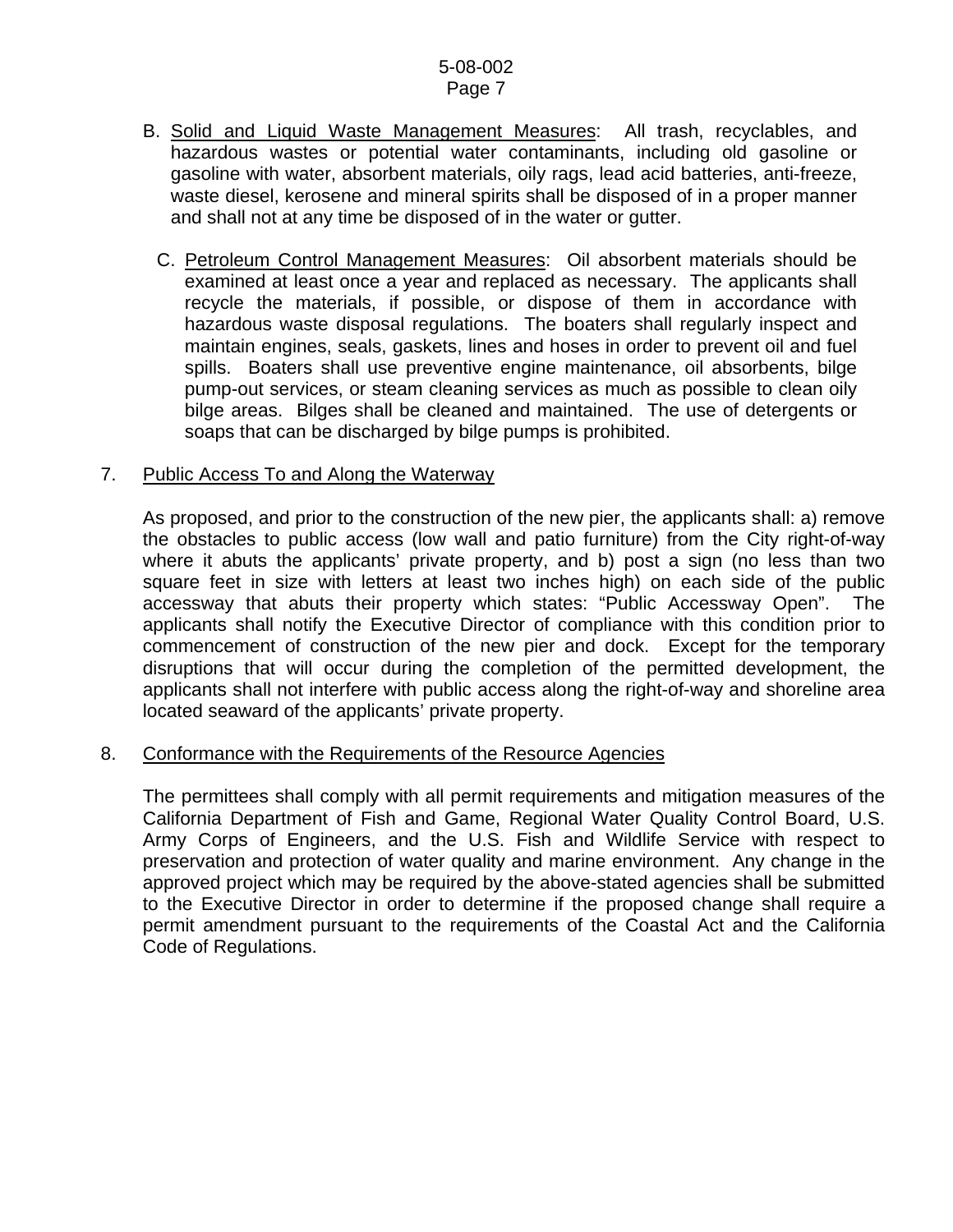B. Solid and Liquid Waste Management Measures: All trash, recyclables, and hazardous wastes or potential water contaminants, including old gasoline or gasoline with water, absorbent materials, oily rags, lead acid batteries, anti-freeze, waste diesel, kerosene and mineral spirits shall be disposed of in a proper manner and shall not at any time be disposed of in the water or gutter.

C. Petroleum Control Management Measures: Oil absorbent materials should be examined at least once a year and replaced as necessary. The applicants shall recycle the materials, if possible, or dispose of them in accordance with hazardous waste disposal regulations. The boaters shall regularly inspect and maintain engines, seals, gaskets, lines and hoses in order to prevent oil and fuel spills. Boaters shall use preventive engine maintenance, oil absorbents, bilge pump-out services, or steam cleaning services as much as possible to clean oily bilge areas. Bilges shall be cleaned and maintained. The use of detergents or soaps that can be discharged by bilge pumps is prohibited.

7. Public Access To and Along the Waterway

As proposed, and prior to the construction of the new pier, the applicants shall: a) remove the obstacles to public access (low wall and patio furniture) from the City right-of-way where it abuts the applicants' private property, and b) post a sign (no less than two square feet in size with letters at least two inches high) on each side of the public accessway that abuts their property which states: "Public Accessway Open". The applicants shall notify the Executive Director of compliance with this condition prior to commencement of construction of the new pier and dock. Except for the temporary disruptions that will occur during the completion of the permitted development, the applicants shall not interfere with public access along the right-of-way and shoreline area located seaward of the applicants' private property.

8. Conformance with the Requirements of the Resource Agencies

The permittees shall comply with all permit requirements and mitigation measures of the California Department of Fish and Game, Regional Water Quality Control Board, U.S. Army Corps of Engineers, and the U.S. Fish and Wildlife Service with respect to preservation and protection of water quality and marine environment. Any change in the approved project which may be required by the above-stated agencies shall be submitted to the Executive Director in order to determine if the proposed change shall require a permit amendment pursuant to the requirements of the Coastal Act and the California Code of Regulations.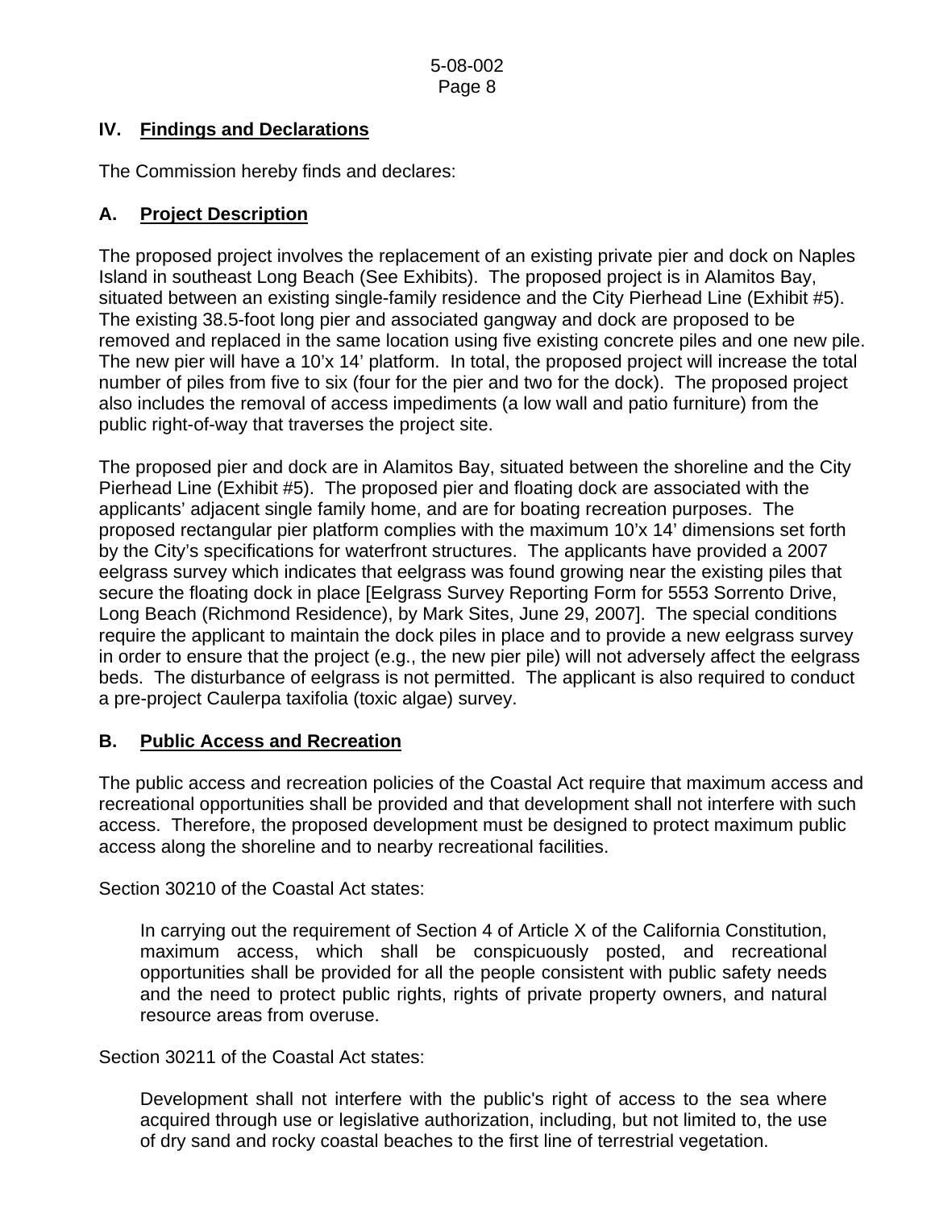## IV. Findings and Declarations

The Commission hereby finds and declares:

### A. Project Description

The proposed project involves the replacement of an existing private pier and dock on Naples Island in southeast Long Beach (See Exhibits). The proposed project is in Alamitos Bay, situated between an existing single-family residence and the City Pierhead Line (Exhibit #5). The existing 38.5-foot long pier and associated gangway and dock are proposed to be removed and replaced in the same location using five existing concrete piles and one new pile. The new pier will have a 10'x 14' platform. In total, the proposed project will increase the total number of piles from five to six (four for the pier and two for the dock). The proposed project also includes the removal of access impediments (a low wall and patio furniture) from the public right-of-way that traverses the project site.

The proposed pier and dock are in Alamitos Bay, situated between the shoreline and the City Pierhead Line (Exhibit #5). The proposed pier and floating dock are associated with the applicants' adjacent single family home, and are for boating recreation purposes. The proposed rectangular pier platform complies with the maximum 10'x 14' dimensions set forth by the City's specifications for waterfront structures. The applicants have provided a 2007 eelgrass survey which indicates that eelgrass was found growing near the existing piles that secure the floating dock in place [Eelgrass Survey Reporting Form for 5553 Sorrento Drive, Long Beach (Richmond Residence), by Mark Sites, June 29, 2007]. The special conditions require the applicant to maintain the dock piles in place and to provide a new eelgrass survey in order to ensure that the project (e.g., the new pier pile) will not adversely affect the eelgrass beds. The disturbance of eelgrass is not permitted. The applicant is also required to conduct a pre-project Caulerpa taxifolia (toxic algae) survey.

### B. Public Access and Recreation

The public access and recreation policies of the Coastal Act require that maximum access and recreational opportunities shall be provided and that development shall not interfere with such access. Therefore, the proposed development must be designed to protect maximum public access along the shoreline and to nearby recreational facilities.

Section 30210 of the Coastal Act states:

> In carrying out the requirement of Section 4 of Article X of the California Constitution, maximum access, which shall be conspicuously posted, and recreational opportunities shall be provided for all the people consistent with public safety needs and the need to protect public rights, rights of private property owners, and natural resource areas from overuse.

Section 30211 of the Coastal Act states:

> Development shall not interfere with the public's right of access to the sea where acquired through use or legislative authorization, including, but not limited to, the use of dry sand and rocky coastal beaches to the first line of terrestrial vegetation.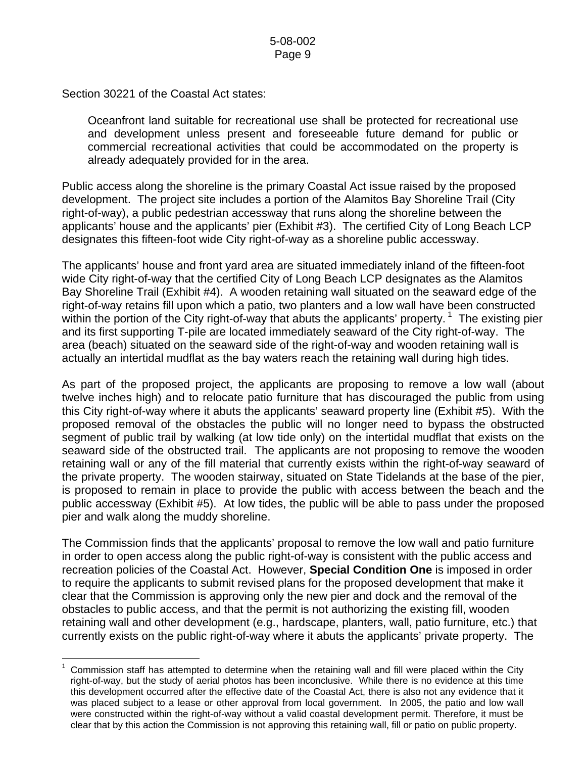Section 30221 of the Coastal Act states:

> Oceanfront land suitable for recreational use shall be protected for recreational use and development unless present and foreseeable future demand for public or commercial recreational activities that could be accommodated on the property is already adequately provided for in the area.

Public access along the shoreline is the primary Coastal Act issue raised by the proposed development. The project site includes a portion of the Alamitos Bay Shoreline Trail (City right-of-way), a public pedestrian accessway that runs along the shoreline between the applicants' house and the applicants' pier (Exhibit #3). The certified City of Long Beach LCP designates this fifteen-foot wide City right-of-way as a shoreline public accessway.

The applicants' house and front yard area are situated immediately inland of the fifteen-foot wide City right-of-way that the certified City of Long Beach LCP designates as the Alamitos Bay Shoreline Trail (Exhibit #4). A wooden retaining wall situated on the seaward edge of the right-of-way retains fill upon which a patio, two planters and a low wall have been constructed within the portion of the City right-of-way that abuts the applicants' property. [1] The existing pier and its first supporting T-pile are located immediately seaward of the City right-of-way. The area (beach) situated on the seaward side of the right-of-way and wooden retaining wall is actually an intertidal mudflat as the bay waters reach the retaining wall during high tides.

As part of the proposed project, the applicants are proposing to remove a low wall (about twelve inches high) and to relocate patio furniture that has discouraged the public from using this City right-of-way where it abuts the applicants' seaward property line (Exhibit #5). With the proposed removal of the obstacles the public will no longer need to bypass the obstructed segment of public trail by walking (at low tide only) on the intertidal mudflat that exists on the seaward side of the obstructed trail. The applicants are not proposing to remove the wooden retaining wall or any of the fill material that currently exists within the right-of-way seaward of the private property. The wooden stairway, situated on State Tidelands at the base of the pier, is proposed to remain in place to provide the public with access between the beach and the public accessway (Exhibit #5). At low tides, the public will be able to pass under the proposed pier and walk along the muddy shoreline.

The Commission finds that the applicants' proposal to remove the low wall and patio furniture in order to open access along the public right-of-way is consistent with the public access and recreation policies of the Coastal Act. However, **Special Condition One** is imposed in order to require the applicants to submit revised plans for the proposed development that make it clear that the Commission is approving only the new pier and dock and the removal of the obstacles to public access, and that the permit is not authorizing the existing fill, wooden retaining wall and other development (e.g., hardscape, planters, wall, patio furniture, etc.) that currently exists on the public right-of-way where it abuts the applicants' private property. The

---

[1] Commission staff has attempted to determine when the retaining wall and fill were placed within the City right-of-way, but the study of aerial photos has been inconclusive. While there is no evidence at this time this development occurred after the effective date of the Coastal Act, there is also not any evidence that it was placed subject to a lease or other approval from local government. In 2005, the patio and low wall were constructed within the right-of-way without a valid coastal development permit. Therefore, it must be clear that by this action the Commission is not approving this retaining wall, fill or patio on public property.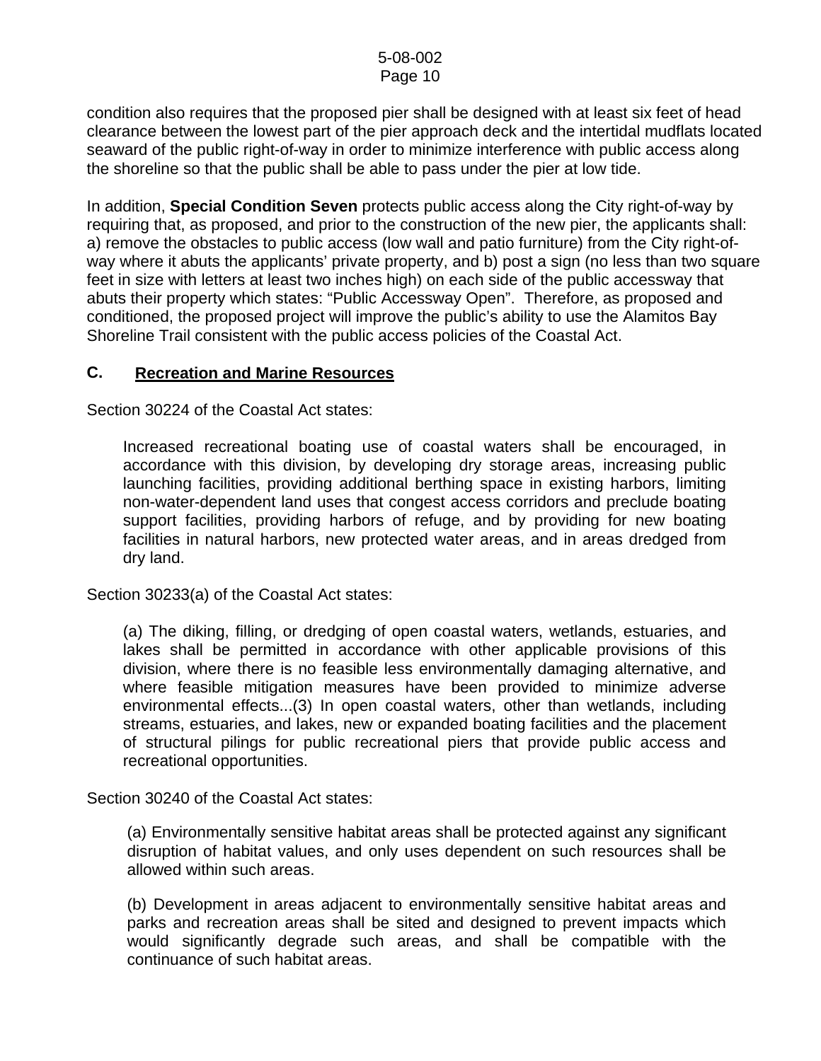condition also requires that the proposed pier shall be designed with at least six feet of head clearance between the lowest part of the pier approach deck and the intertidal mudflats located seaward of the public right-of-way in order to minimize interference with public access along the shoreline so that the public shall be able to pass under the pier at low tide.

In addition, **Special Condition Seven** protects public access along the City right-of-way by requiring that, as proposed, and prior to the construction of the new pier, the applicants shall: a) remove the obstacles to public access (low wall and patio furniture) from the City right-of-way where it abuts the applicants' private property, and b) post a sign (no less than two square feet in size with letters at least two inches high) on each side of the public accessway that abuts their property which states: "Public Accessway Open". Therefore, as proposed and conditioned, the proposed project will improve the public's ability to use the Alamitos Bay Shoreline Trail consistent with the public access policies of the Coastal Act.

## C. Recreation and Marine Resources

Section 30224 of the Coastal Act states:

> Increased recreational boating use of coastal waters shall be encouraged, in accordance with this division, by developing dry storage areas, increasing public launching facilities, providing additional berthing space in existing harbors, limiting non-water-dependent land uses that congest access corridors and preclude boating support facilities, providing harbors of refuge, and by providing for new boating facilities in natural harbors, new protected water areas, and in areas dredged from dry land.

Section 30233(a) of the Coastal Act states:

> (a) The diking, filling, or dredging of open coastal waters, wetlands, estuaries, and lakes shall be permitted in accordance with other applicable provisions of this division, where there is no feasible less environmentally damaging alternative, and where feasible mitigation measures have been provided to minimize adverse environmental effects...(3) In open coastal waters, other than wetlands, including streams, estuaries, and lakes, new or expanded boating facilities and the placement of structural pilings for public recreational piers that provide public access and recreational opportunities.

Section 30240 of the Coastal Act states:

> (a) Environmentally sensitive habitat areas shall be protected against any significant disruption of habitat values, and only uses dependent on such resources shall be allowed within such areas.
>
> (b) Development in areas adjacent to environmentally sensitive habitat areas and parks and recreation areas shall be sited and designed to prevent impacts which would significantly degrade such areas, and shall be compatible with the continuance of such habitat areas.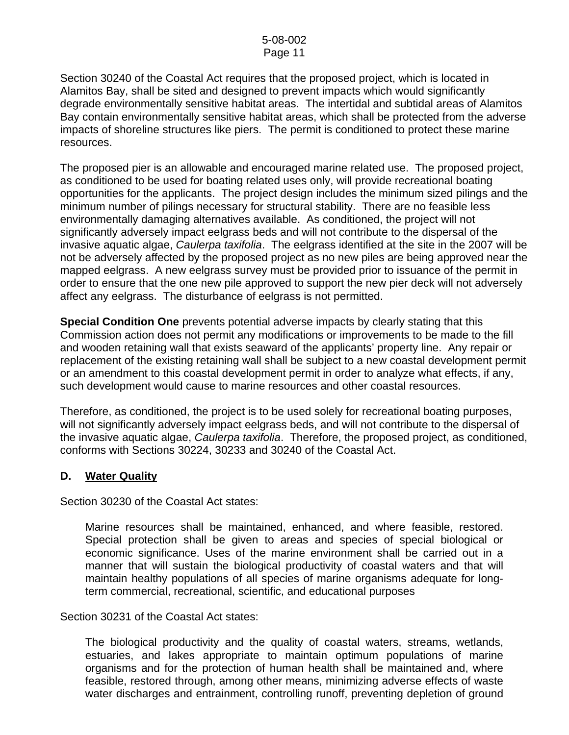Section 30240 of the Coastal Act requires that the proposed project, which is located in Alamitos Bay, shall be sited and designed to prevent impacts which would significantly degrade environmentally sensitive habitat areas. The intertidal and subtidal areas of Alamitos Bay contain environmentally sensitive habitat areas, which shall be protected from the adverse impacts of shoreline structures like piers. The permit is conditioned to protect these marine resources.

The proposed pier is an allowable and encouraged marine related use. The proposed project, as conditioned to be used for boating related uses only, will provide recreational boating opportunities for the applicants. The project design includes the minimum sized pilings and the minimum number of pilings necessary for structural stability. There are no feasible less environmentally damaging alternatives available. As conditioned, the project will not significantly adversely impact eelgrass beds and will not contribute to the dispersal of the invasive aquatic algae, *Caulerpa taxifolia*. The eelgrass identified at the site in the 2007 will be not be adversely affected by the proposed project as no new piles are being approved near the mapped eelgrass. A new eelgrass survey must be provided prior to issuance of the permit in order to ensure that the one new pile approved to support the new pier deck will not adversely affect any eelgrass. The disturbance of eelgrass is not permitted.

**Special Condition One** prevents potential adverse impacts by clearly stating that this Commission action does not permit any modifications or improvements to be made to the fill and wooden retaining wall that exists seaward of the applicants' property line. Any repair or replacement of the existing retaining wall shall be subject to a new coastal development permit or an amendment to this coastal development permit in order to analyze what effects, if any, such development would cause to marine resources and other coastal resources.

Therefore, as conditioned, the project is to be used solely for recreational boating purposes, will not significantly adversely impact eelgrass beds, and will not contribute to the dispersal of the invasive aquatic algae, *Caulerpa taxifolia*. Therefore, the proposed project, as conditioned, conforms with Sections 30224, 30233 and 30240 of the Coastal Act.

### D. <u>Water Quality</u>

Section 30230 of the Coastal Act states:

> Marine resources shall be maintained, enhanced, and where feasible, restored. Special protection shall be given to areas and species of special biological or economic significance. Uses of the marine environment shall be carried out in a manner that will sustain the biological productivity of coastal waters and that will maintain healthy populations of all species of marine organisms adequate for long-term commercial, recreational, scientific, and educational purposes

Section 30231 of the Coastal Act states:

> The biological productivity and the quality of coastal waters, streams, wetlands, estuaries, and lakes appropriate to maintain optimum populations of marine organisms and for the protection of human health shall be maintained and, where feasible, restored through, among other means, minimizing adverse effects of waste water discharges and entrainment, controlling runoff, preventing depletion of ground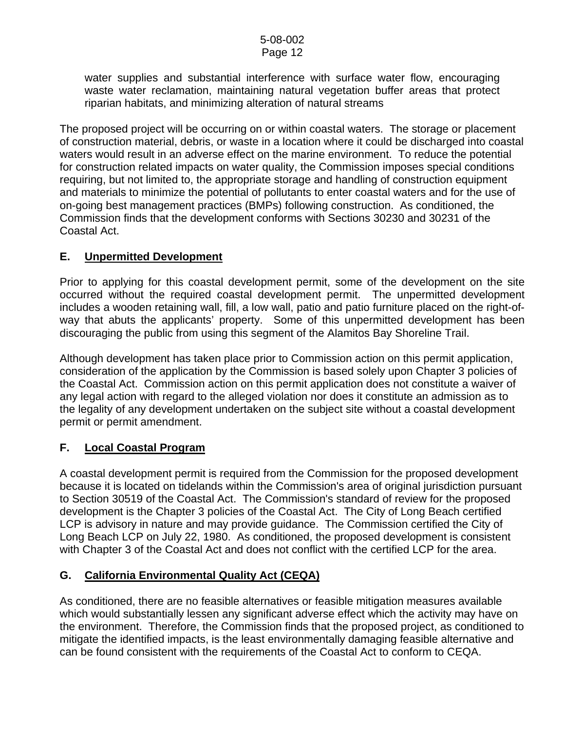water supplies and substantial interference with surface water flow, encouraging waste water reclamation, maintaining natural vegetation buffer areas that protect riparian habitats, and minimizing alteration of natural streams

The proposed project will be occurring on or within coastal waters. The storage or placement of construction material, debris, or waste in a location where it could be discharged into coastal waters would result in an adverse effect on the marine environment. To reduce the potential for construction related impacts on water quality, the Commission imposes special conditions requiring, but not limited to, the appropriate storage and handling of construction equipment and materials to minimize the potential of pollutants to enter coastal waters and for the use of on-going best management practices (BMPs) following construction. As conditioned, the Commission finds that the development conforms with Sections 30230 and 30231 of the Coastal Act.

## E. Unpermitted Development

Prior to applying for this coastal development permit, some of the development on the site occurred without the required coastal development permit. The unpermitted development includes a wooden retaining wall, fill, a low wall, patio and patio furniture placed on the right-of-way that abuts the applicants' property. Some of this unpermitted development has been discouraging the public from using this segment of the Alamitos Bay Shoreline Trail.

Although development has taken place prior to Commission action on this permit application, consideration of the application by the Commission is based solely upon Chapter 3 policies of the Coastal Act. Commission action on this permit application does not constitute a waiver of any legal action with regard to the alleged violation nor does it constitute an admission as to the legality of any development undertaken on the subject site without a coastal development permit or permit amendment.

## F. Local Coastal Program

A coastal development permit is required from the Commission for the proposed development because it is located on tidelands within the Commission's area of original jurisdiction pursuant to Section 30519 of the Coastal Act. The Commission's standard of review for the proposed development is the Chapter 3 policies of the Coastal Act. The City of Long Beach certified LCP is advisory in nature and may provide guidance. The Commission certified the City of Long Beach LCP on July 22, 1980. As conditioned, the proposed development is consistent with Chapter 3 of the Coastal Act and does not conflict with the certified LCP for the area.

## G. California Environmental Quality Act (CEQA)

As conditioned, there are no feasible alternatives or feasible mitigation measures available which would substantially lessen any significant adverse effect which the activity may have on the environment. Therefore, the Commission finds that the proposed project, as conditioned to mitigate the identified impacts, is the least environmentally damaging feasible alternative and can be found consistent with the requirements of the Coastal Act to conform to CEQA.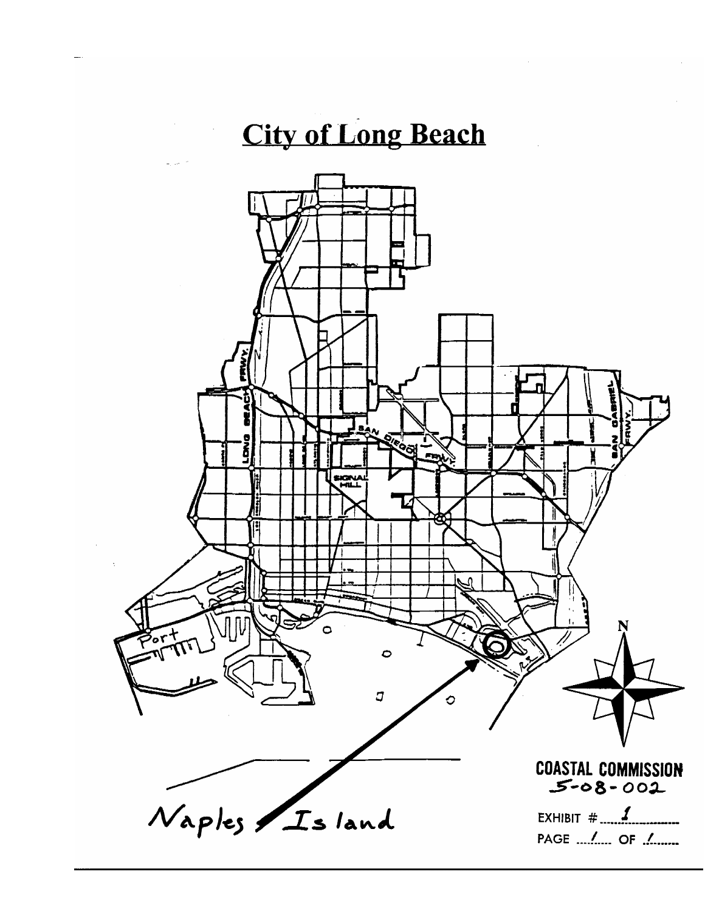# City of Long Beach

Port

SIGNAL HILL

LONG BEACH FRWY.

SAN DIEGO FRWY.

SAN GABRIEL FRWY.

N

Naples Island

**COASTAL COMMISSION**
5-08-002

EXHIBIT # 1

PAGE 1 OF 1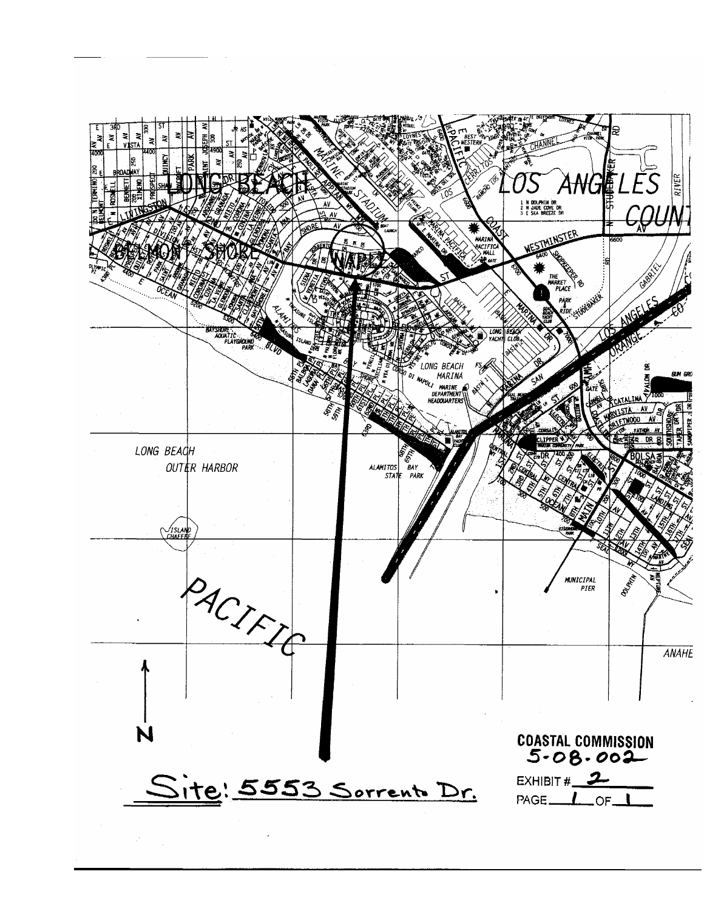COASTAL COMMISSION
5-08-002

EXHIBIT # 2

PAGE 1 OF 1

Site: 5553 Sorrento Dr.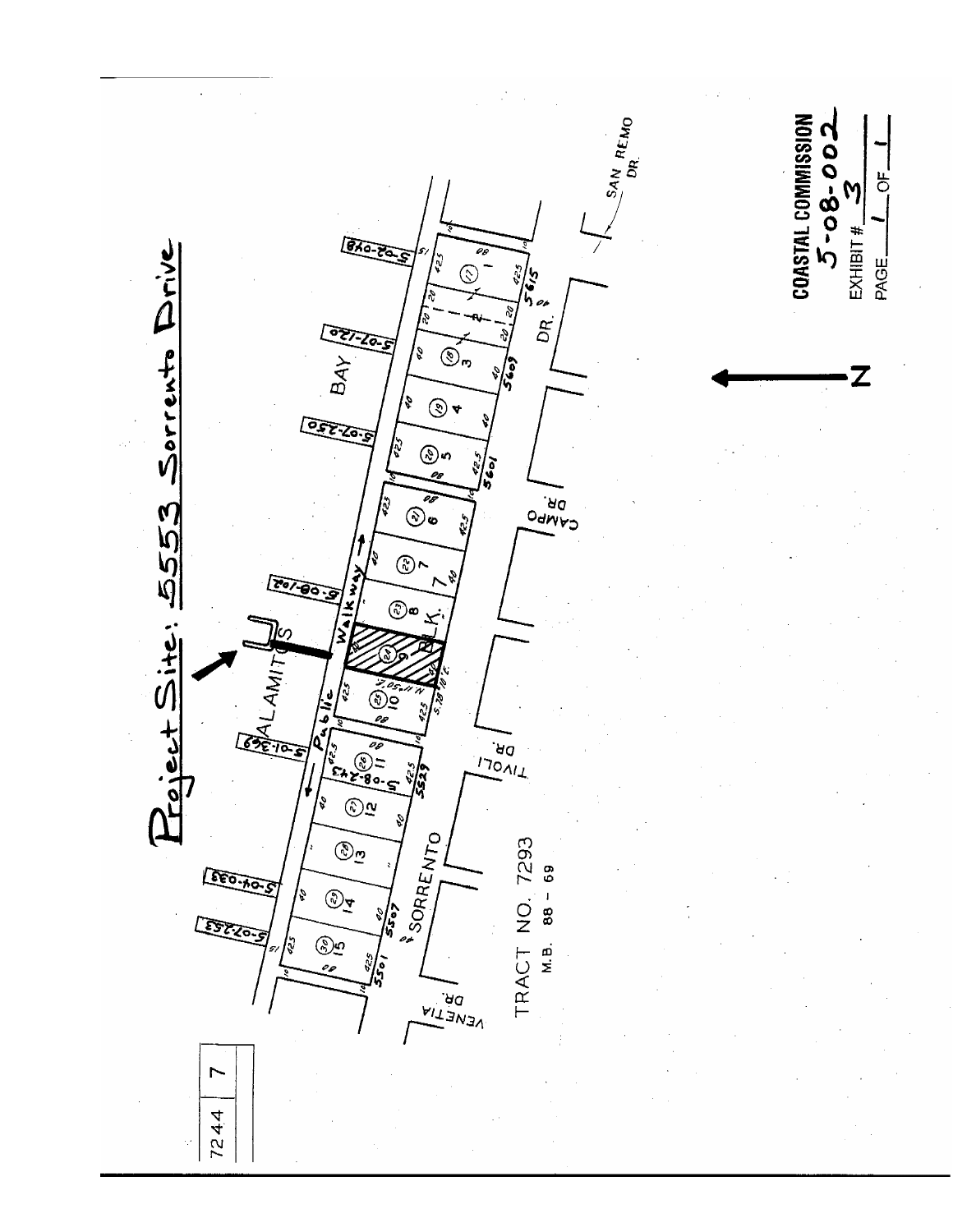# Project Site: 5553 Sorrento Drive

ALAMITOS BAY

Public Walkway

BLK. 7

SORRENTO DR.

SAN REMO DR.

CAMPO DR.

TIVOLI DR.

VENETIA DR.

TRACT NO. 7293
M.B. 88 - 69

7244 | 7

N

**COASTAL COMMISSION**
5-08-002
EXHIBIT # 3
PAGE 1 OF 1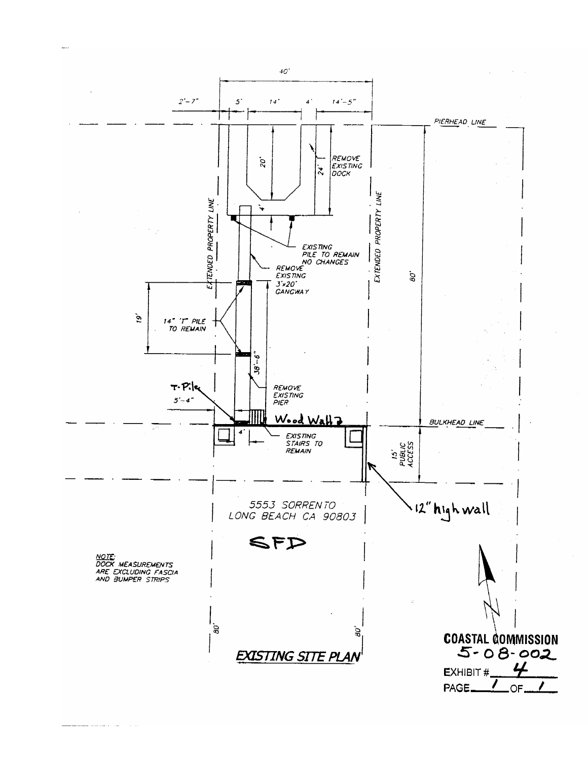40'

2'-7" 5' 14' 4' 14'-5"

PIERHEAD LINE

20'

24'

REMOVE EXISTING DOCK

4'

EXTENDED PROPERTY LINE

EXTENDED PROPERTY LINE

EXISTING PILE TO REMAIN NO CHANGES

REMOVE EXISTING 3'x20' GANGWAY

80'

19'

14" 'T' PILE TO REMAIN

38'-6"

T-Pile

5'-4"

REMOVE EXISTING PIER

Wood Wall

BULKHEAD LINE

4'

EXISTING STAIRS TO REMAIN

15' PUBLIC ACCESS

12" high wall

5553 SORRENTO
LONG BEACH CA 90803

SFD

NOTE:
DOCK MEASUREMENTS ARE EXCLUDING FASCIA AND BUMPER STRIPS

80'

80'

EXISTING SITE PLAN

**COASTAL COMMISSION**
5-08-002
EXHIBIT # 4
PAGE 1 OF 1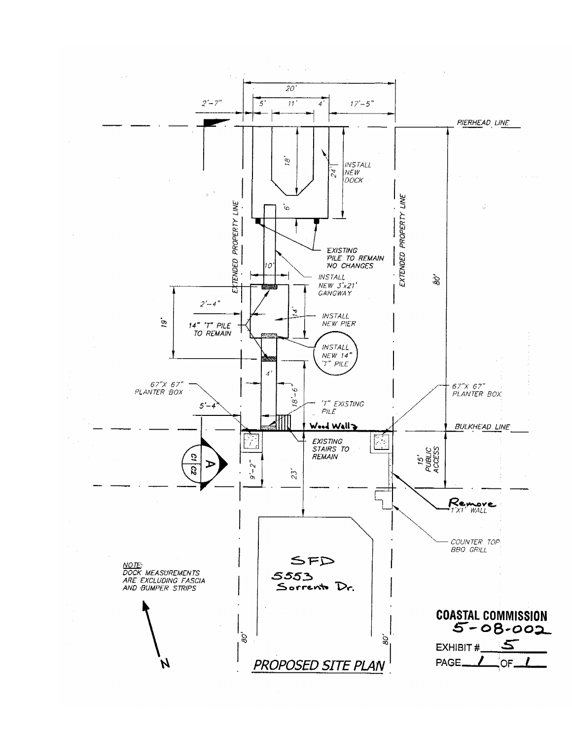20'

2'-7" | 5' | 11' | 4' | 17'-5"

PIERHEAD LINE

18'

24'

INSTALL NEW DOCK

6'

EXTENDED PROPERTY LINE

EXTENDED PROPERTY LINE

EXISTING PILE TO REMAIN NO CHANGES

10'

INSTALL NEW 3'x21' GANGWAY

80'

2'-4"

14'

INSTALL NEW PIER

19'

14" 'T" PILE TO REMAIN

INSTALL NEW 14" 'T" PILE

4'

18'-6"

67"X 67" PLANTER BOX

67"X 67" PLANTER BOX

5'-4"

'T" EXISTING PILE

Wood Wall

BULKHEAD LINE

EXISTING STAIRS TO REMAIN

A

C1 | C2

9'-2"

23'

15' PUBLIC ACCESS

Remove 1'X1' WALL

COUNTER TOP BBQ GRILL

SFD
5553
Sorrento Dr.

NOTE:
DOCK MEASUREMENTS ARE EXCLUDING FASCIA AND BUMPER STRIPS

N

80' | 80'

PROPOSED SITE PLAN

**COASTAL COMMISSION**
**5-08-002**

EXHIBIT # 5

PAGE 1 OF 1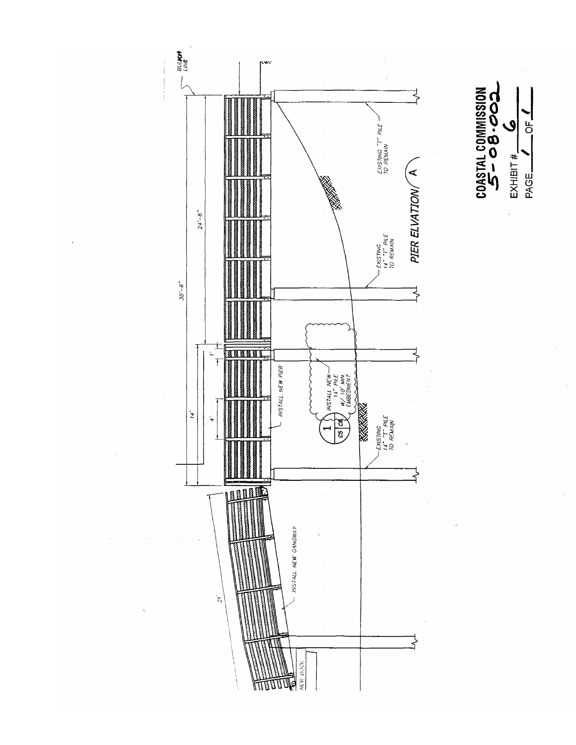BULKHEAD LINE

38'-6"

24'-6"

14'

4'

1'

EXISTING "T" PILE TO REMAIN

EXISTING 14" "T" PILE TO REMAIN

INSTALL NEW 14" PILE W/ 10' MIN. EMBEDMENT

INSTALL NEW PIER

EXISTING 14" "T" PILE TO REMAIN

1 C5 C6

21'

INSTALL NEW GANGWAY

NEW DOCK

PIER ELVATION A

COASTAL COMMISSION
5-08-002

EXHIBIT # 6

PAGE 1 OF 1